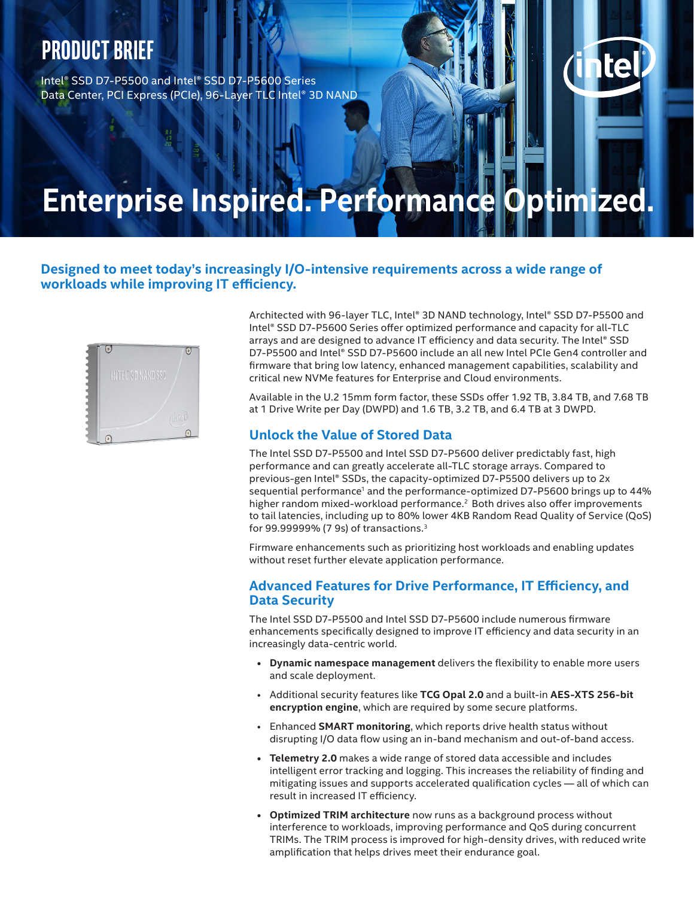PRODUCT BRIEF

Intel® SSD D7-P5500 and Intel® SSD D7-P5600 Series
Data Center, PCI Express (PCIe), 96-Layer TLC Intel® 3D NAND

# Enterprise Inspired. Performance Optimized.

## Designed to meet today's increasingly I/O-intensive requirements across a wide range of workloads while improving IT efficiency.

Architected with 96-layer TLC, Intel® 3D NAND technology, Intel® SSD D7-P5500 and Intel® SSD D7-P5600 Series offer optimized performance and capacity for all-TLC arrays and are designed to advance IT efficiency and data security. The Intel® SSD D7-P5500 and Intel® SSD D7-P5600 include an all new Intel PCIe Gen4 controller and firmware that bring low latency, enhanced management capabilities, scalability and critical new NVMe features for Enterprise and Cloud environments.

Available in the U.2 15mm form factor, these SSDs offer 1.92 TB, 3.84 TB, and 7.68 TB at 1 Drive Write per Day (DWPD) and 1.6 TB, 3.2 TB, and 6.4 TB at 3 DWPD.

### Unlock the Value of Stored Data

The Intel SSD D7-P5500 and Intel SSD D7-P5600 deliver predictably fast, high performance and can greatly accelerate all-TLC storage arrays. Compared to previous-gen Intel® SSDs, the capacity-optimized D7-P5500 delivers up to 2x sequential performance[1] and the performance-optimized D7-P5600 brings up to 44% higher random mixed-workload performance.[2] Both drives also offer improvements to tail latencies, including up to 80% lower 4KB Random Read Quality of Service (QoS) for 99.99999% (7 9s) of transactions.[3]

Firmware enhancements such as prioritizing host workloads and enabling updates without reset further elevate application performance.

### Advanced Features for Drive Performance, IT Efficiency, and Data Security

The Intel SSD D7-P5500 and Intel SSD D7-P5600 include numerous firmware enhancements specifically designed to improve IT efficiency and data security in an increasingly data-centric world.

- **Dynamic namespace management** delivers the flexibility to enable more users and scale deployment.
- Additional security features like **TCG Opal 2.0** and a built-in **AES-XTS 256-bit encryption engine**, which are required by some secure platforms.
- Enhanced **SMART monitoring**, which reports drive health status without disrupting I/O data flow using an in-band mechanism and out-of-band access.
- **Telemetry 2.0** makes a wide range of stored data accessible and includes intelligent error tracking and logging. This increases the reliability of finding and mitigating issues and supports accelerated qualification cycles — all of which can result in increased IT efficiency.
- **Optimized TRIM architecture** now runs as a background process without interference to workloads, improving performance and QoS during concurrent TRIMs. The TRIM process is improved for high-density drives, with reduced write amplification that helps drives meet their endurance goal.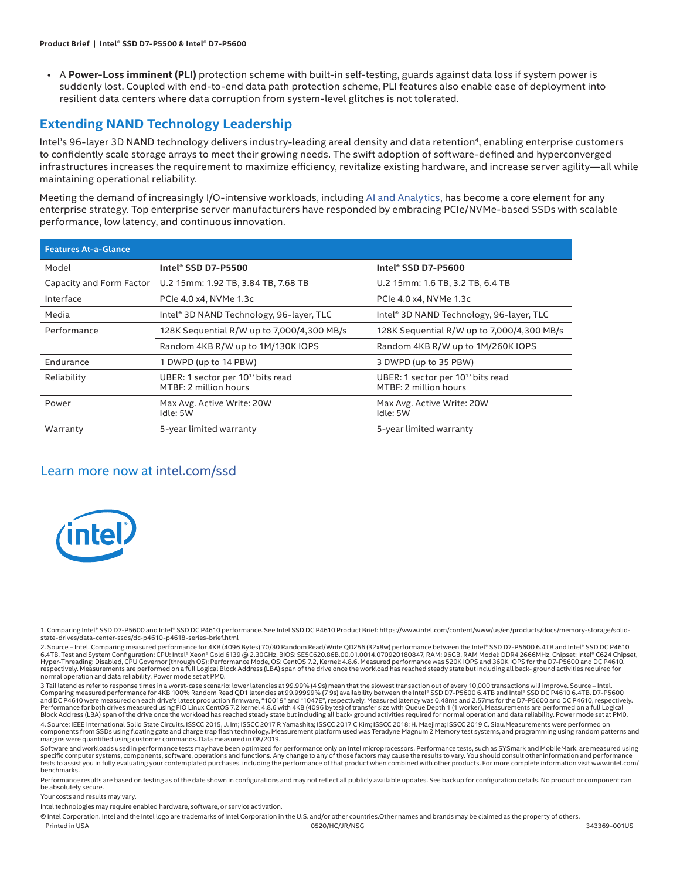- A **Power-Loss imminent (PLI)** protection scheme with built-in self-testing, guards against data loss if system power is suddenly lost. Coupled with end-to-end data path protection scheme, PLI features also enable ease of deployment into resilient data centers where data corruption from system-level glitches is not tolerated.

## Extending NAND Technology Leadership

Intel's 96-layer 3D NAND technology delivers industry-leading areal density and data retention[4], enabling enterprise customers to confidently scale storage arrays to meet their growing needs. The swift adoption of software-defined and hyperconverged infrastructures increases the requirement to maximize efficiency, revitalize existing hardware, and increase server agility—all while maintaining operational reliability.

Meeting the demand of increasingly I/O-intensive workloads, including AI and Analytics, has become a core element for any enterprise strategy. Top enterprise server manufacturers have responded by embracing PCIe/NVMe-based SSDs with scalable performance, low latency, and continuous innovation.

| Features At-a-Glance | | |
|---|---|---|
| Model | **Intel® SSD D7-P5500** | **Intel® SSD D7-P5600** |
| Capacity and Form Factor | U.2 15mm: 1.92 TB, 3.84 TB, 7.68 TB | U.2 15mm: 1.6 TB, 3.2 TB, 6.4 TB |
| Interface | PCIe 4.0 x4, NVMe 1.3c | PCIe 4.0 x4, NVMe 1.3c |
| Media | Intel® 3D NAND Technology, 96-layer, TLC | Intel® 3D NAND Technology, 96-layer, TLC |
| Performance | 128K Sequential R/W up to 7,000/4,300 MB/s | 128K Sequential R/W up to 7,000/4,300 MB/s |
| | Random 4KB R/W up to 1M/130K IOPS | Random 4KB R/W up to 1M/260K IOPS |
| Endurance | 1 DWPD (up to 14 PBW) | 3 DWPD (up to 35 PBW) |
| Reliability | UBER: 1 sector per $10^{17}$ bits read<br>MTBF: 2 million hours | UBER: 1 sector per $10^{17}$ bits read<br>MTBF: 2 million hours |
| Power | Max Avg. Active Write: 20W<br>Idle: 5W | Max Avg. Active Write: 20W<br>Idle: 5W |
| Warranty | 5-year limited warranty | 5-year limited warranty |

Learn more now at intel.com/ssd

1. Comparing Intel® SSD D7-P5600 and Intel® SSD DC P4610 performance. See Intel SSD DC P4610 Product Brief: https://www.intel.com/content/www/us/en/products/docs/memory-storage/solid-state-drives/data-center-ssds/dc-p4610-p4618-series-brief.html

2. Source – Intel. Comparing measured performance for 4KB (4096 Bytes) 70/30 Random Read/Write QD256 (32x8w) performance between the Intel® SSD D7-P5600 6.4TB and Intel® SSD DC P4610 6.4TB. Test and System Configuration: CPU: Intel® Xeon® Gold 6139 @ 2.30GHz, BIOS: SE5C620.86B.00.01.0014.070920180847, RAM: 96GB, RAM Model: DDR4 2666MHz, Chipset: Intel® C624 Chipset, Hyper-Threading: Disabled, CPU Governor (through OS): Performance Mode, OS: CentOS 7.2, Kernel: 4.8.6. Measured performance was 520K IOPS and 360K IOPS for the D7-P5600 and DC P4610, respectively. Measurements are performed on a full Logical Block Address (LBA) span of the drive once the workload has reached steady state but including all back- ground activities required for normal operation and data reliability. Power mode set at PM0.

3 Tail latencies refer to response times in a worst-case scenario; lower latencies at 99.99% (4 9s) mean that the slowest transaction out of every 10,000 transactions will improve. Source – Intel. Comparing measured performance for 4KB 100% Random Read QD1 latencies at 99.99999% (7 9s) availability between the Intel® SSD D7-P5600 6.4TB and Intel® SSD DC P4610 6.4TB. D7-P5600 and DC P4610 were measured on each drive's latest production firmware, "10019" and "1047E", respectively. Measured latency was 0.48ms and 2.57ms for the D7-P5600 and DC P4610, respectively. Performance for both drives measured using FIO Linux CentOS 7.2 kernel 4.8.6 with 4KB (4096 bytes) of transfer size with Queue Depth 1 (1 worker). Measurements are performed on a full Logical Block Address (LBA) span of the drive once the workload has reached steady state but including all back- ground activities required for normal operation and data reliability. Power mode set at PM0.

4. Source: IEEE International Solid State Circuits. ISSCC 2015, J. Im; ISSCC 2017 R Yamashita; ISSCC 2017 C Kim; ISSCC 2018; H. Maejima; ISSCC 2019 C. Siau.Measurements were performed on components from SSDs using floating gate and charge trap flash technology. Measurement platform used was Teradyne Magnum 2 Memory test systems, and programming using random patterns and margins were quantified using customer commands. Data measured in 08/2019.

Software and workloads used in performance tests may have been optimized for performance only on Intel microprocessors. Performance tests, such as SYSmark and MobileMark, are measured using specific computer systems, components, software, operations and functions. Any change to any of those factors may cause the results to vary. You should consult other information and performance tests to assist you in fully evaluating your contemplated purchases, including the performance of that product when combined with other products. For more complete information visit www.intel.com/benchmarks.

Performance results are based on testing as of the date shown in configurations and may not reflect all publicly available updates. See backup for configuration details. No product or component can be absolutely secure.

Your costs and results may vary.

Intel technologies may require enabled hardware, software, or service activation.

© Intel Corporation. Intel and the Intel logo are trademarks of Intel Corporation in the U.S. and/or other countries.Other names and brands may be claimed as the property of others.

Printed in USA 0520/HC/JR/NSG 343369-001US